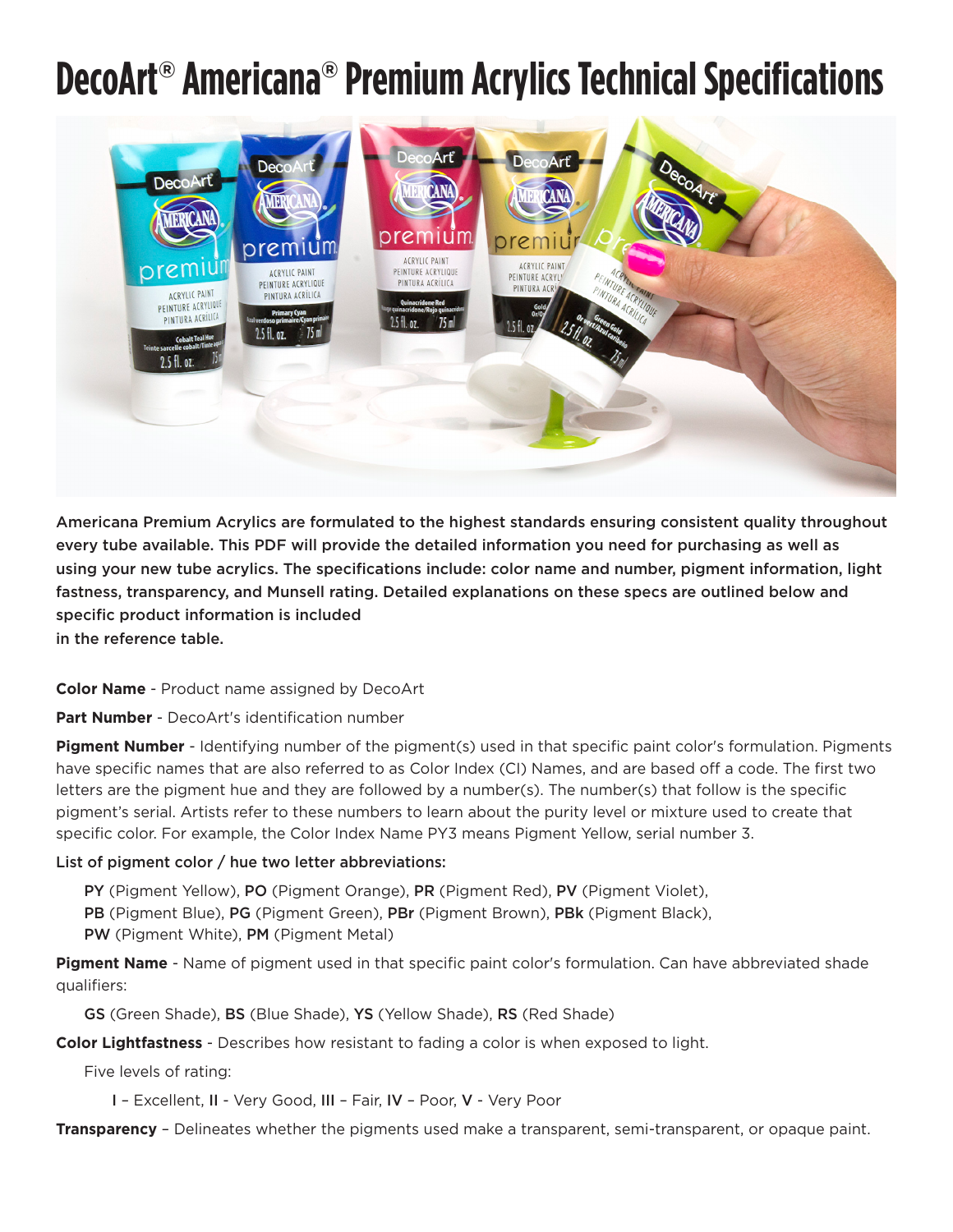# DecoArt® Americana® Premium Acrylics Technical Specifications

**Americana Premium Acrylics are formulated to the highest standards ensuring consistent quality throughout every tube available. This PDF will provide the detailed information you need for purchasing as well as using your new tube acrylics. The specifications include: color name and number, pigment information, light fastness, transparency, and Munsell rating. Detailed explanations on these specs are outlined below and specific product information is included in the reference table.**

**Color Name** - Product name assigned by DecoArt

**Part Number** - DecoArt's identification number

**Pigment Number** - Identifying number of the pigment(s) used in that specific paint color's formulation. Pigments have specific names that are also referred to as Color Index (CI) Names, and are based off a code. The first two letters are the pigment hue and they are followed by a number(s). The number(s) that follow is the specific pigment's serial. Artists refer to these numbers to learn about the purity level or mixture used to create that specific color. For example, the Color Index Name PY3 means Pigment Yellow, serial number 3.

**List of pigment color / hue two letter abbreviations:**

**PY** (Pigment Yellow), **PO** (Pigment Orange), **PR** (Pigment Red), **PV** (Pigment Violet), **PB** (Pigment Blue), **PG** (Pigment Green), **PBr** (Pigment Brown), **PBk** (Pigment Black), **PW** (Pigment White), **PM** (Pigment Metal)

**Pigment Name** - Name of pigment used in that specific paint color's formulation. Can have abbreviated shade qualifiers:

**GS** (Green Shade), **BS** (Blue Shade), **YS** (Yellow Shade), **RS** (Red Shade)

**Color Lightfastness** - Describes how resistant to fading a color is when exposed to light.

Five levels of rating:

**I** – Excellent, **II** - Very Good, **III** – Fair, **IV** – Poor, **V** - Very Poor

**Transparency** – Delineates whether the pigments used make a transparent, semi-transparent, or opaque paint.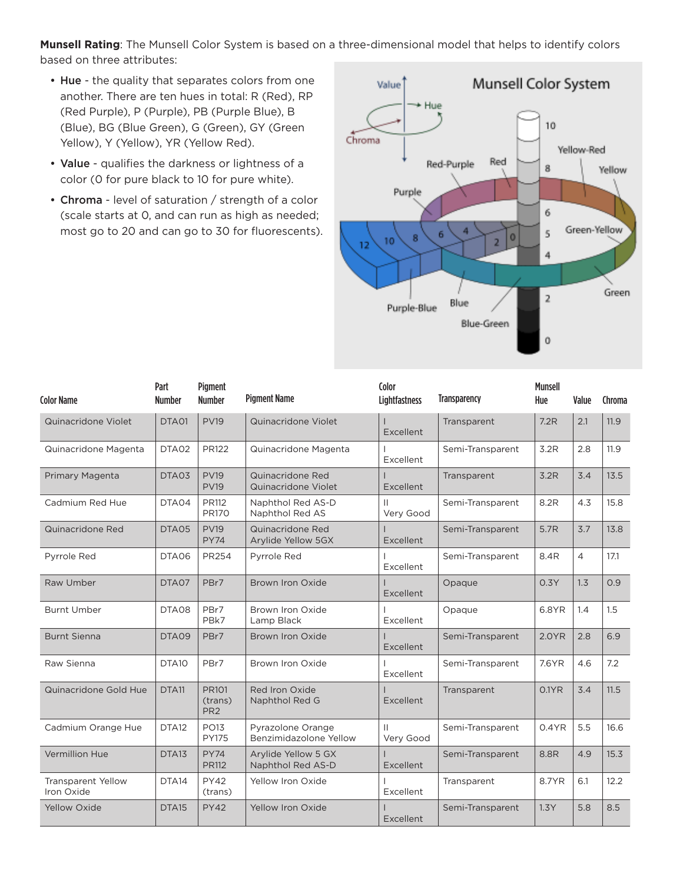**Munsell Rating**: The Munsell Color System is based on a three-dimensional model that helps to identify colors based on three attributes:

- **Hue** - the quality that separates colors from one another. There are ten hues in total: R (Red), RP (Red Purple), P (Purple), PB (Purple Blue), B (Blue), BG (Blue Green), G (Green), GY (Green Yellow), Y (Yellow), YR (Yellow Red).
- **Value** - qualifies the darkness or lightness of a color (0 for pure black to 10 for pure white).
- **Chroma** - level of saturation / strength of a color (scale starts at 0, and can run as high as needed; most go to 20 and can go to 30 for fluorescents).

| Color Name | Part Number | Pigment Number | Pigment Name | Color Lightfastness | Transparency | Munsell Hue | Value | Chroma |
|---|---|---|---|---|---|---|---|---|
| Quinacridone Violet | DTA01 | PV19 | Quinacridone Violet | I Excellent | Transparent | 7.2R | 2.1 | 11.9 |
| Quinacridone Magenta | DTA02 | PR122 | Quinacridone Magenta | I Excellent | Semi-Transparent | 3.2R | 2.8 | 11.9 |
| Primary Magenta | DTA03 | PV19 PV19 | Quinacridone Red Quinacridone Violet | I Excellent | Transparent | 3.2R | 3.4 | 13.5 |
| Cadmium Red Hue | DTA04 | PR112 PR170 | Naphthol Red AS-D Naphthol Red AS | II Very Good | Semi-Transparent | 8.2R | 4.3 | 15.8 |
| Quinacridone Red | DTA05 | PV19 PY74 | Quinacridone Red Arylide Yellow 5GX | I Excellent | Semi-Transparent | 5.7R | 3.7 | 13.8 |
| Pyrrole Red | DTA06 | PR254 | Pyrrole Red | I Excellent | Semi-Transparent | 8.4R | 4 | 17.1 |
| Raw Umber | DTA07 | PBr7 | Brown Iron Oxide | I Excellent | Opaque | 0.3Y | 1.3 | 0.9 |
| Burnt Umber | DTA08 | PBr7 PBk7 | Brown Iron Oxide Lamp Black | I Excellent | Opaque | 6.8YR | 1.4 | 1.5 |
| Burnt Sienna | DTA09 | PBr7 | Brown Iron Oxide | I Excellent | Semi-Transparent | 2.0YR | 2.8 | 6.9 |
| Raw Sienna | DTA10 | PBr7 | Brown Iron Oxide | I Excellent | Semi-Transparent | 7.6YR | 4.6 | 7.2 |
| Quinacridone Gold Hue | DTA11 | PR101 (trans) PR2 | Red Iron Oxide Naphthol Red G | I Excellent | Transparent | 0.1YR | 3.4 | 11.5 |
| Cadmium Orange Hue | DTA12 | PO13 PY175 | Pyrazolone Orange Benzimidazolone Yellow | II Very Good | Semi-Transparent | 0.4YR | 5.5 | 16.6 |
| Vermillion Hue | DTA13 | PY74 PR112 | Arylide Yellow 5 GX Naphthol Red AS-D | I Excellent | Semi-Transparent | 8.8R | 4.9 | 15.3 |
| Transparent Yellow Iron Oxide | DTA14 | PY42 (trans) | Yellow Iron Oxide | I Excellent | Transparent | 8.7YR | 6.1 | 12.2 |
| Yellow Oxide | DTA15 | PY42 | Yellow Iron Oxide | I Excellent | Semi-Transparent | 1.3Y | 5.8 | 8.5 |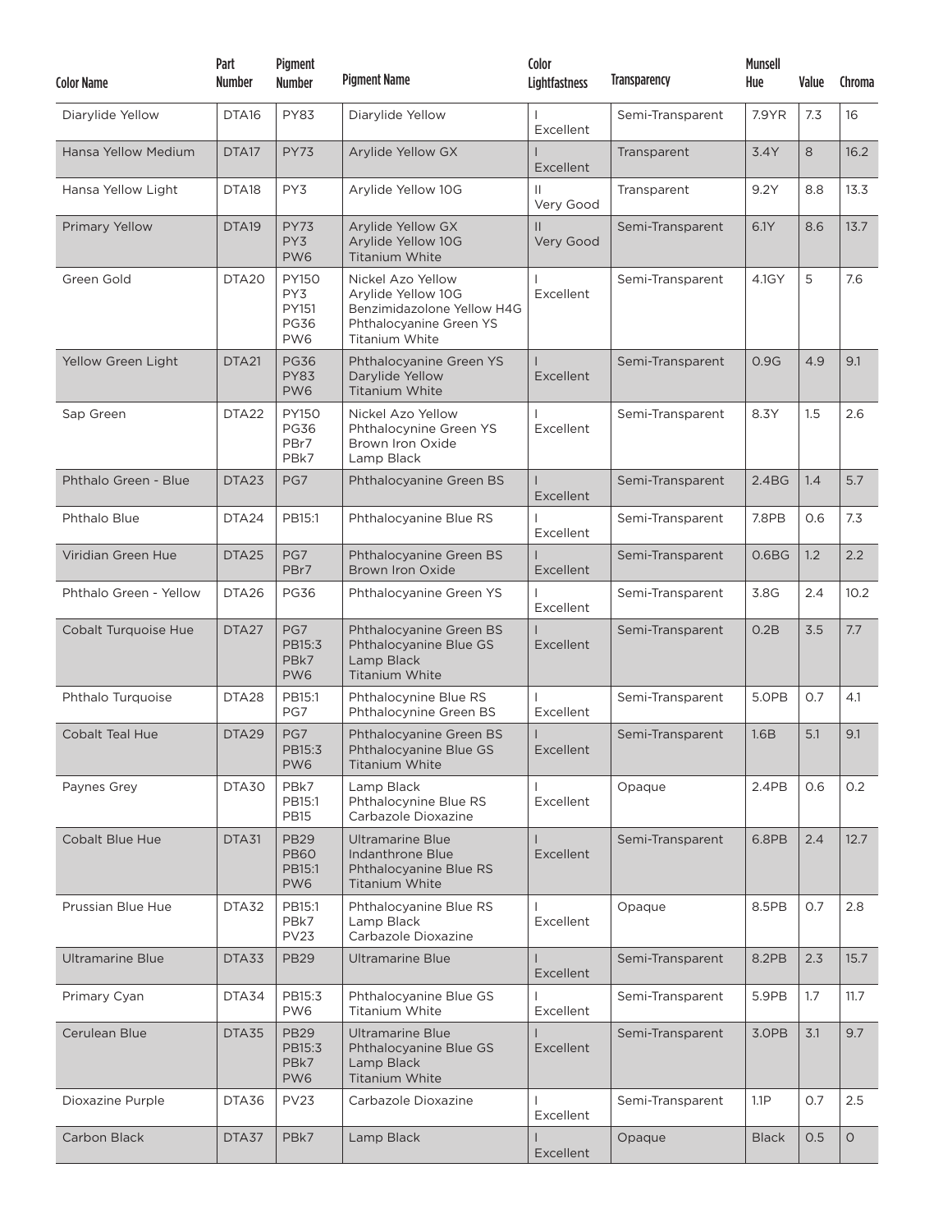| Color Name | Part Number | Pigment Number | Pigment Name | Color Lightfastness | Transparency | Munsell Hue | Value | Chroma |
|---|---|---|---|---|---|---|---|---|
| Diarylide Yellow | DTA16 | PY83 | Diarylide Yellow | I Excellent | Semi-Transparent | 7.9YR | 7.3 | 16 |
| Hansa Yellow Medium | DTA17 | PY73 | Arylide Yellow GX | I Excellent | Transparent | 3.4Y | 8 | 16.2 |
| Hansa Yellow Light | DTA18 | PY3 | Arylide Yellow 10G | II Very Good | Transparent | 9.2Y | 8.8 | 13.3 |
| Primary Yellow | DTA19 | PY73 PY3 PW6 | Arylide Yellow GX Arylide Yellow 10G Titanium White | II Very Good | Semi-Transparent | 6.1Y | 8.6 | 13.7 |
| Green Gold | DTA20 | PY150 PY3 PY151 PG36 PW6 | Nickel Azo Yellow Arylide Yellow 10G Benzimidazolone Yellow H4G Phthalocyanine Green YS Titanium White | I Excellent | Semi-Transparent | 4.1GY | 5 | 7.6 |
| Yellow Green Light | DTA21 | PG36 PY83 PW6 | Phthalocyanine Green YS Darylide Yellow Titanium White | I Excellent | Semi-Transparent | 0.9G | 4.9 | 9.1 |
| Sap Green | DTA22 | PY150 PG36 PBr7 PBk7 | Nickel Azo Yellow Phthalocynine Green YS Brown Iron Oxide Lamp Black | I Excellent | Semi-Transparent | 8.3Y | 1.5 | 2.6 |
| Phthalo Green - Blue | DTA23 | PG7 | Phthalocyanine Green BS | I Excellent | Semi-Transparent | 2.4BG | 1.4 | 5.7 |
| Phthalo Blue | DTA24 | PB15:1 | Phthalocyanine Blue RS | I Excellent | Semi-Transparent | 7.8PB | 0.6 | 7.3 |
| Viridian Green Hue | DTA25 | PG7 PBr7 | Phthalocyanine Green BS Brown Iron Oxide | I Excellent | Semi-Transparent | 0.6BG | 1.2 | 2.2 |
| Phthalo Green - Yellow | DTA26 | PG36 | Phthalocyanine Green YS | I Excellent | Semi-Transparent | 3.8G | 2.4 | 10.2 |
| Cobalt Turquoise Hue | DTA27 | PG7 PB15:3 PBk7 PW6 | Phthalocyanine Green BS Phthalocyanine Blue GS Lamp Black Titanium White | I Excellent | Semi-Transparent | 0.2B | 3.5 | 7.7 |
| Phthalo Turquoise | DTA28 | PB15:1 PG7 | Phthalocynine Blue RS Phthalocynine Green BS | I Excellent | Semi-Transparent | 5.0PB | 0.7 | 4.1 |
| Cobalt Teal Hue | DTA29 | PG7 PB15:3 PW6 | Phthalocyanine Green BS Phthalocyanine Blue GS Titanium White | I Excellent | Semi-Transparent | 1.6B | 5.1 | 9.1 |
| Paynes Grey | DTA30 | PBk7 PB15:1 PB15 | Lamp Black Phthalocynine Blue RS Carbazole Dioxazine | I Excellent | Opaque | 2.4PB | 0.6 | 0.2 |
| Cobalt Blue Hue | DTA31 | PB29 PB60 PB15:1 PW6 | Ultramarine Blue Indanthrone Blue Phthalocyanine Blue RS Titanium White | I Excellent | Semi-Transparent | 6.8PB | 2.4 | 12.7 |
| Prussian Blue Hue | DTA32 | PB15:1 PBk7 PV23 | Phthalocyanine Blue RS Lamp Black Carbazole Dioxazine | I Excellent | Opaque | 8.5PB | 0.7 | 2.8 |
| Ultramarine Blue | DTA33 | PB29 | Ultramarine Blue | I Excellent | Semi-Transparent | 8.2PB | 2.3 | 15.7 |
| Primary Cyan | DTA34 | PB15:3 PW6 | Phthalocyanine Blue GS Titanium White | I Excellent | Semi-Transparent | 5.9PB | 1.7 | 11.7 |
| Cerulean Blue | DTA35 | PB29 PB15:3 PBk7 PW6 | Ultramarine Blue Phthalocyanine Blue GS Lamp Black Titanium White | I Excellent | Semi-Transparent | 3.0PB | 3.1 | 9.7 |
| Dioxazine Purple | DTA36 | PV23 | Carbazole Dioxazine | I Excellent | Semi-Transparent | 1.1P | 0.7 | 2.5 |
| Carbon Black | DTA37 | PBk7 | Lamp Black | I Excellent | Opaque | Black | 0.5 | 0 |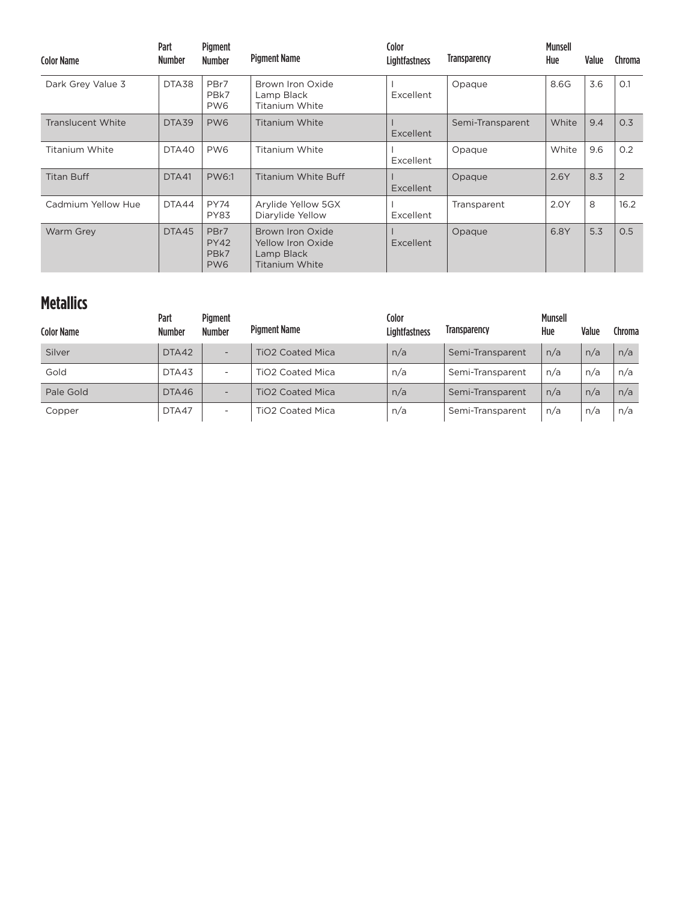| Color Name | Part Number | Pigment Number | Pigment Name | Color Lightfastness | Transparency | Munsell Hue | Value | Chroma |
|---|---|---|---|---|---|---|---|---|
| Dark Grey Value 3 | DTA38 | PBr7 PBk7 PW6 | Brown Iron Oxide Lamp Black Titanium White | I Excellent | Opaque | 8.6G | 3.6 | 0.1 |
| Translucent White | DTA39 | PW6 | Titanium White | I Excellent | Semi-Transparent | White | 9.4 | 0.3 |
| Titanium White | DTA40 | PW6 | Titanium White | I Excellent | Opaque | White | 9.6 | 0.2 |
| Titan Buff | DTA41 | PW6:1 | Titanium White Buff | I Excellent | Opaque | 2.6Y | 8.3 | 2 |
| Cadmium Yellow Hue | DTA44 | PY74 PY83 | Arylide Yellow 5GX Diarylide Yellow | I Excellent | Transparent | 2.0Y | 8 | 16.2 |
| Warm Grey | DTA45 | PBr7 PY42 PBk7 PW6 | Brown Iron Oxide Yellow Iron Oxide Lamp Black Titanium White | I Excellent | Opaque | 6.8Y | 5.3 | 0.5 |

## Metallics

| Color Name | Part Number | Pigment Number | Pigment Name | Color Lightfastness | Transparency | Munsell Hue | Value | Chroma |
|---|---|---|---|---|---|---|---|---|
| Silver | DTA42 | - | TiO2 Coated Mica | n/a | Semi-Transparent | n/a | n/a | n/a |
| Gold | DTA43 | - | TiO2 Coated Mica | n/a | Semi-Transparent | n/a | n/a | n/a |
| Pale Gold | DTA46 | - | TiO2 Coated Mica | n/a | Semi-Transparent | n/a | n/a | n/a |
| Copper | DTA47 | - | TiO2 Coated Mica | n/a | Semi-Transparent | n/a | n/a | n/a |